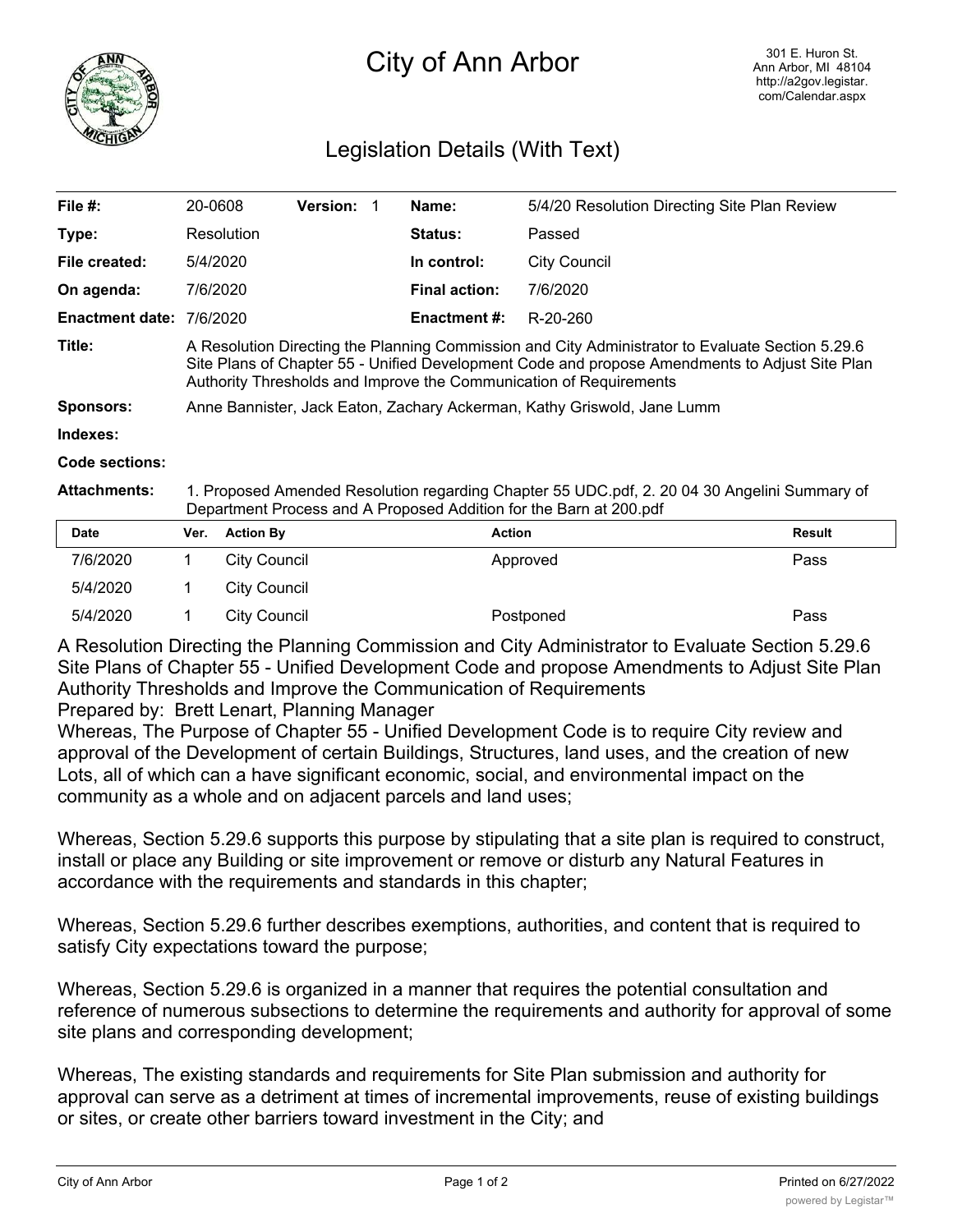# City of Ann Arbor

301 E. Huron St.
Ann Arbor, MI 48104
http://a2gov.legistar.com/Calendar.aspx

## Legislation Details (With Text)

| | | | | | |
|---|---|---|---|---|---|
| **File #:** | 20-0608 | **Version:** 1 | | **Name:** | 5/4/20 Resolution Directing Site Plan Review |
| **Type:** | Resolution | | | **Status:** | Passed |
| **File created:** | 5/4/2020 | | | **In control:** | City Council |
| **On agenda:** | 7/6/2020 | | | **Final action:** | 7/6/2020 |
| **Enactment date:** | 7/6/2020 | | | **Enactment #:** | R-20-260 |

**Title:** A Resolution Directing the Planning Commission and City Administrator to Evaluate Section 5.29.6 Site Plans of Chapter 55 - Unified Development Code and propose Amendments to Adjust Site Plan Authority Thresholds and Improve the Communication of Requirements

**Sponsors:** Anne Bannister, Jack Eaton, Zachary Ackerman, Kathy Griswold, Jane Lumm

**Indexes:**

**Code sections:**

**Attachments:** 1. Proposed Amended Resolution regarding Chapter 55 UDC.pdf, 2. 20 04 30 Angelini Summary of Department Process and A Proposed Addition for the Barn at 200.pdf

| Date | Ver. | Action By | Action | Result |
|---|---|---|---|---|
| 7/6/2020 | 1 | City Council | Approved | Pass |
| 5/4/2020 | 1 | City Council | | |
| 5/4/2020 | 1 | City Council | Postponed | Pass |

A Resolution Directing the Planning Commission and City Administrator to Evaluate Section 5.29.6 Site Plans of Chapter 55 - Unified Development Code and propose Amendments to Adjust Site Plan Authority Thresholds and Improve the Communication of Requirements
Prepared by: Brett Lenart, Planning Manager
Whereas, The Purpose of Chapter 55 - Unified Development Code is to require City review and approval of the Development of certain Buildings, Structures, land uses, and the creation of new Lots, all of which can a have significant economic, social, and environmental impact on the community as a whole and on adjacent parcels and land uses;

Whereas, Section 5.29.6 supports this purpose by stipulating that a site plan is required to construct, install or place any Building or site improvement or remove or disturb any Natural Features in accordance with the requirements and standards in this chapter;

Whereas, Section 5.29.6 further describes exemptions, authorities, and content that is required to satisfy City expectations toward the purpose;

Whereas, Section 5.29.6 is organized in a manner that requires the potential consultation and reference of numerous subsections to determine the requirements and authority for approval of some site plans and corresponding development;

Whereas, The existing standards and requirements for Site Plan submission and authority for approval can serve as a detriment at times of incremental improvements, reuse of existing buildings or sites, or create other barriers toward investment in the City; and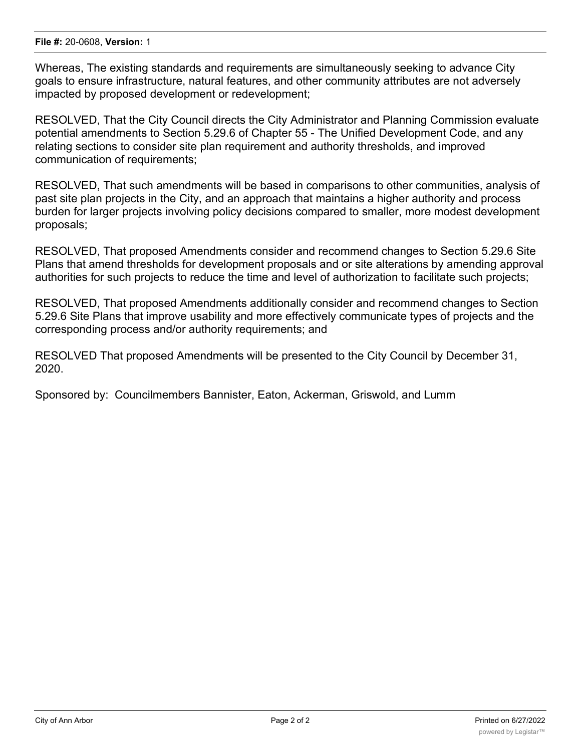Whereas, The existing standards and requirements are simultaneously seeking to advance City goals to ensure infrastructure, natural features, and other community attributes are not adversely impacted by proposed development or redevelopment;

RESOLVED, That the City Council directs the City Administrator and Planning Commission evaluate potential amendments to Section 5.29.6 of Chapter 55 - The Unified Development Code, and any relating sections to consider site plan requirement and authority thresholds, and improved communication of requirements;

RESOLVED, That such amendments will be based in comparisons to other communities, analysis of past site plan projects in the City, and an approach that maintains a higher authority and process burden for larger projects involving policy decisions compared to smaller, more modest development proposals;

RESOLVED, That proposed Amendments consider and recommend changes to Section 5.29.6 Site Plans that amend thresholds for development proposals and or site alterations by amending approval authorities for such projects to reduce the time and level of authorization to facilitate such projects;

RESOLVED, That proposed Amendments additionally consider and recommend changes to Section 5.29.6 Site Plans that improve usability and more effectively communicate types of projects and the corresponding process and/or authority requirements; and

RESOLVED That proposed Amendments will be presented to the City Council by December 31, 2020.

Sponsored by: Councilmembers Bannister, Eaton, Ackerman, Griswold, and Lumm